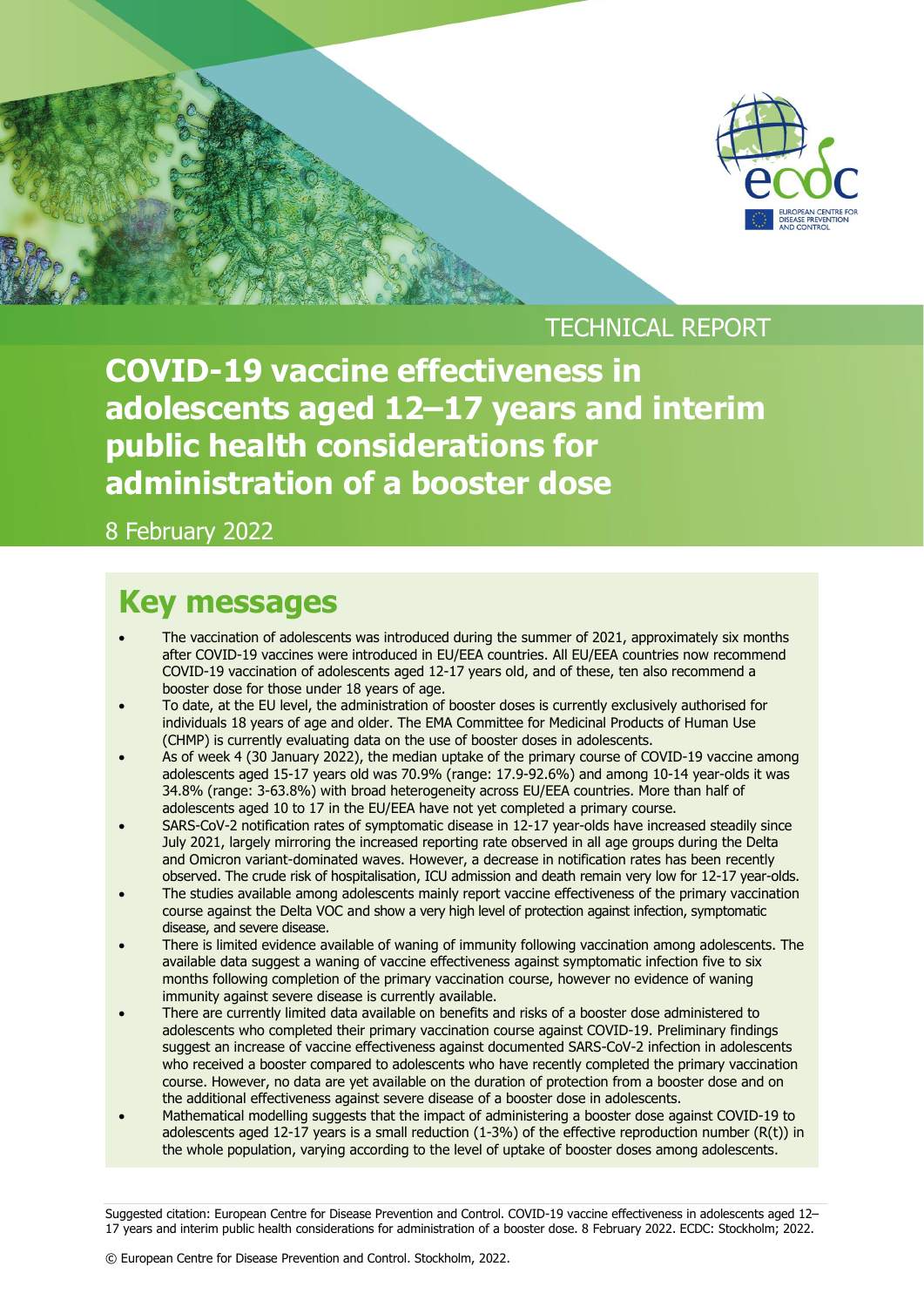TECHNICAL REPORT

# COVID-19 vaccine effectiveness in adolescents aged 12–17 years and interim public health considerations for administration of a booster dose

8 February 2022

## Key messages

- The vaccination of adolescents was introduced during the summer of 2021, approximately six months after COVID-19 vaccines were introduced in EU/EEA countries. All EU/EEA countries now recommend COVID-19 vaccination of adolescents aged 12-17 years old, and of these, ten also recommend a booster dose for those under 18 years of age.
- To date, at the EU level, the administration of booster doses is currently exclusively authorised for individuals 18 years of age and older. The EMA Committee for Medicinal Products of Human Use (CHMP) is currently evaluating data on the use of booster doses in adolescents.
- As of week 4 (30 January 2022), the median uptake of the primary course of COVID-19 vaccine among adolescents aged 15-17 years old was 70.9% (range: 17.9-92.6%) and among 10-14 year-olds it was 34.8% (range: 3-63.8%) with broad heterogeneity across EU/EEA countries. More than half of adolescents aged 10 to 17 in the EU/EEA have not yet completed a primary course.
- SARS-CoV-2 notification rates of symptomatic disease in 12-17 year-olds have increased steadily since July 2021, largely mirroring the increased reporting rate observed in all age groups during the Delta and Omicron variant-dominated waves. However, a decrease in notification rates has been recently observed. The crude risk of hospitalisation, ICU admission and death remain very low for 12-17 year-olds.
- The studies available among adolescents mainly report vaccine effectiveness of the primary vaccination course against the Delta VOC and show a very high level of protection against infection, symptomatic disease, and severe disease.
- There is limited evidence available of waning of immunity following vaccination among adolescents. The available data suggest a waning of vaccine effectiveness against symptomatic infection five to six months following completion of the primary vaccination course, however no evidence of waning immunity against severe disease is currently available.
- There are currently limited data available on benefits and risks of a booster dose administered to adolescents who completed their primary vaccination course against COVID-19. Preliminary findings suggest an increase of vaccine effectiveness against documented SARS-CoV-2 infection in adolescents who received a booster compared to adolescents who have recently completed the primary vaccination course. However, no data are yet available on the duration of protection from a booster dose and on the additional effectiveness against severe disease of a booster dose in adolescents.
- Mathematical modelling suggests that the impact of administering a booster dose against COVID-19 to adolescents aged 12-17 years is a small reduction (1-3%) of the effective reproduction number (R(t)) in the whole population, varying according to the level of uptake of booster doses among adolescents.

Suggested citation: European Centre for Disease Prevention and Control. COVID-19 vaccine effectiveness in adolescents aged 12–17 years and interim public health considerations for administration of a booster dose. 8 February 2022. ECDC: Stockholm; 2022.

© European Centre for Disease Prevention and Control. Stockholm, 2022.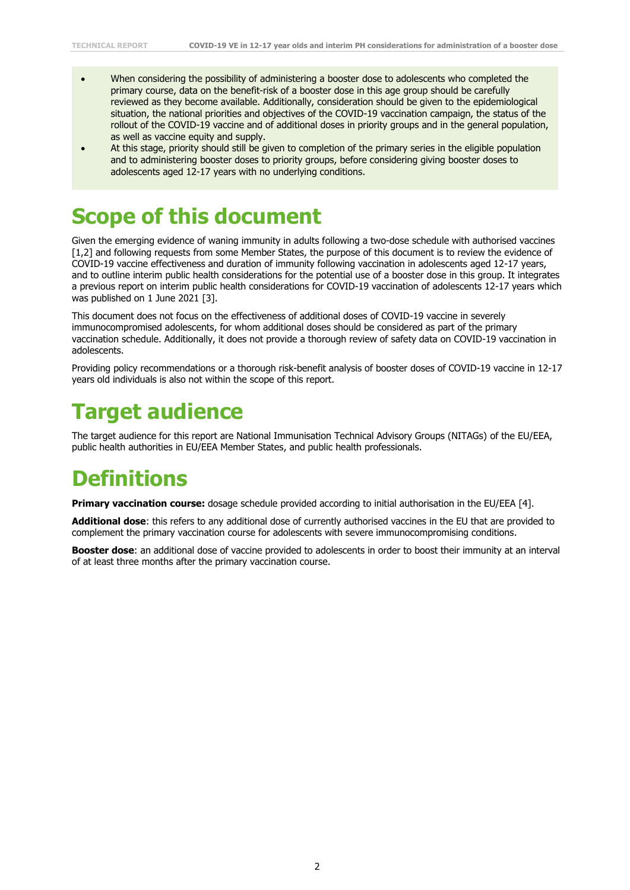- When considering the possibility of administering a booster dose to adolescents who completed the primary course, data on the benefit-risk of a booster dose in this age group should be carefully reviewed as they become available. Additionally, consideration should be given to the epidemiological situation, the national priorities and objectives of the COVID-19 vaccination campaign, the status of the rollout of the COVID-19 vaccine and of additional doses in priority groups and in the general population, as well as vaccine equity and supply.
- At this stage, priority should still be given to completion of the primary series in the eligible population and to administering booster doses to priority groups, before considering giving booster doses to adolescents aged 12-17 years with no underlying conditions.

# Scope of this document

Given the emerging evidence of waning immunity in adults following a two-dose schedule with authorised vaccines [1,2] and following requests from some Member States, the purpose of this document is to review the evidence of COVID-19 vaccine effectiveness and duration of immunity following vaccination in adolescents aged 12-17 years, and to outline interim public health considerations for the potential use of a booster dose in this group. It integrates a previous report on interim public health considerations for COVID-19 vaccination of adolescents 12-17 years which was published on 1 June 2021 [3].

This document does not focus on the effectiveness of additional doses of COVID-19 vaccine in severely immunocompromised adolescents, for whom additional doses should be considered as part of the primary vaccination schedule. Additionally, it does not provide a thorough review of safety data on COVID-19 vaccination in adolescents.

Providing policy recommendations or a thorough risk-benefit analysis of booster doses of COVID-19 vaccine in 12-17 years old individuals is also not within the scope of this report.

# Target audience

The target audience for this report are National Immunisation Technical Advisory Groups (NITAGs) of the EU/EEA, public health authorities in EU/EEA Member States, and public health professionals.

# Definitions

**Primary vaccination course:** dosage schedule provided according to initial authorisation in the EU/EEA [4].

**Additional dose**: this refers to any additional dose of currently authorised vaccines in the EU that are provided to complement the primary vaccination course for adolescents with severe immunocompromising conditions.

**Booster dose**: an additional dose of vaccine provided to adolescents in order to boost their immunity at an interval of at least three months after the primary vaccination course.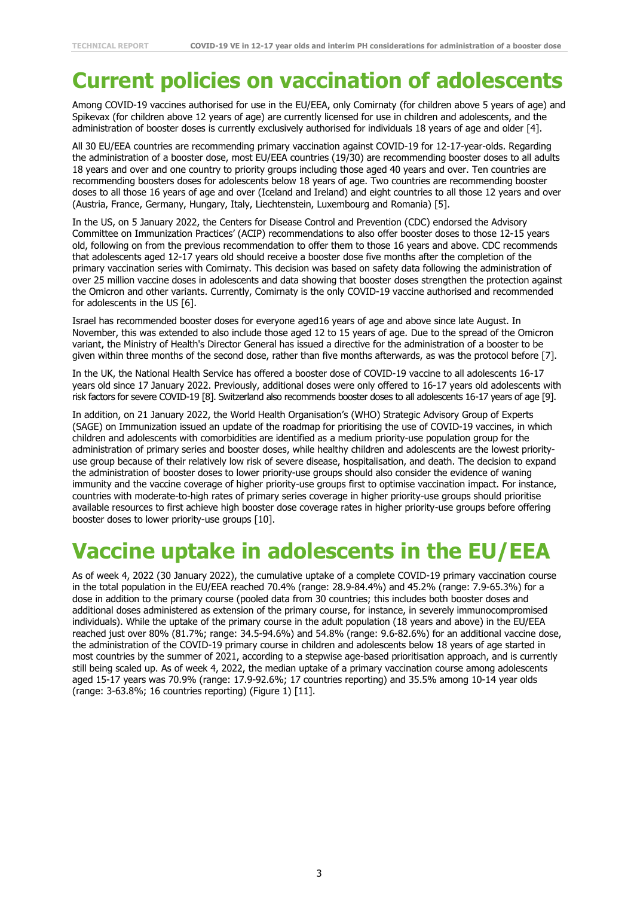# Current policies on vaccination of adolescents

Among COVID-19 vaccines authorised for use in the EU/EEA, only Comirnaty (for children above 5 years of age) and Spikevax (for children above 12 years of age) are currently licensed for use in children and adolescents, and the administration of booster doses is currently exclusively authorised for individuals 18 years of age and older [4].

All 30 EU/EEA countries are recommending primary vaccination against COVID-19 for 12-17-year-olds. Regarding the administration of a booster dose, most EU/EEA countries (19/30) are recommending booster doses to all adults 18 years and over and one country to priority groups including those aged 40 years and over. Ten countries are recommending boosters doses for adolescents below 18 years of age. Two countries are recommending booster doses to all those 16 years of age and over (Iceland and Ireland) and eight countries to all those 12 years and over (Austria, France, Germany, Hungary, Italy, Liechtenstein, Luxembourg and Romania) [5].

In the US, on 5 January 2022, the Centers for Disease Control and Prevention (CDC) endorsed the Advisory Committee on Immunization Practices' (ACIP) recommendations to also offer booster doses to those 12-15 years old, following on from the previous recommendation to offer them to those 16 years and above. CDC recommends that adolescents aged 12-17 years old should receive a booster dose five months after the completion of the primary vaccination series with Comirnaty. This decision was based on safety data following the administration of over 25 million vaccine doses in adolescents and data showing that booster doses strengthen the protection against the Omicron and other variants. Currently, Comirnaty is the only COVID-19 vaccine authorised and recommended for adolescents in the US [6].

Israel has recommended booster doses for everyone aged16 years of age and above since late August. In November, this was extended to also include those aged 12 to 15 years of age. Due to the spread of the Omicron variant, the Ministry of Health's Director General has issued a directive for the administration of a booster to be given within three months of the second dose, rather than five months afterwards, as was the protocol before [7].

In the UK, the National Health Service has offered a booster dose of COVID-19 vaccine to all adolescents 16-17 years old since 17 January 2022. Previously, additional doses were only offered to 16-17 years old adolescents with risk factors for severe COVID-19 [8]. Switzerland also recommends booster doses to all adolescents 16-17 years of age [9].

In addition, on 21 January 2022, the World Health Organisation's (WHO) Strategic Advisory Group of Experts (SAGE) on Immunization issued an update of the roadmap for prioritising the use of COVID-19 vaccines, in which children and adolescents with comorbidities are identified as a medium priority-use population group for the administration of primary series and booster doses, while healthy children and adolescents are the lowest priority-use group because of their relatively low risk of severe disease, hospitalisation, and death. The decision to expand the administration of booster doses to lower priority-use groups should also consider the evidence of waning immunity and the vaccine coverage of higher priority-use groups first to optimise vaccination impact. For instance, countries with moderate-to-high rates of primary series coverage in higher priority-use groups should prioritise available resources to first achieve high booster dose coverage rates in higher priority-use groups before offering booster doses to lower priority-use groups [10].

# Vaccine uptake in adolescents in the EU/EEA

As of week 4, 2022 (30 January 2022), the cumulative uptake of a complete COVID-19 primary vaccination course in the total population in the EU/EEA reached 70.4% (range: 28.9-84.4%) and 45.2% (range: 7.9-65.3%) for a dose in addition to the primary course (pooled data from 30 countries; this includes both booster doses and additional doses administered as extension of the primary course, for instance, in severely immunocompromised individuals). While the uptake of the primary course in the adult population (18 years and above) in the EU/EEA reached just over 80% (81.7%; range: 34.5-94.6%) and 54.8% (range: 9.6-82.6%) for an additional vaccine dose, the administration of the COVID-19 primary course in children and adolescents below 18 years of age started in most countries by the summer of 2021, according to a stepwise age-based prioritisation approach, and is currently still being scaled up. As of week 4, 2022, the median uptake of a primary vaccination course among adolescents aged 15-17 years was 70.9% (range: 17.9-92.6%; 17 countries reporting) and 35.5% among 10-14 year olds (range: 3-63.8%; 16 countries reporting) (Figure 1) [11].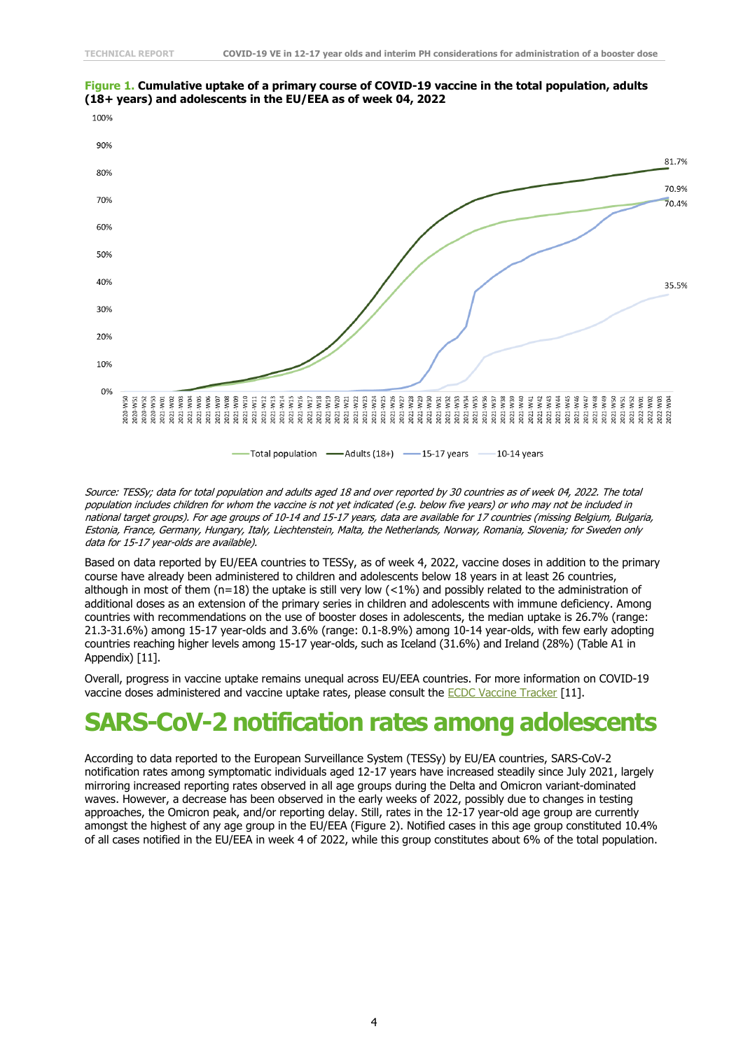**Figure 1.** **Cumulative uptake of a primary course of COVID-19 vaccine in the total population, adults (18+ years) and adolescents in the EU/EEA as of week 04, 2022**

*Source: TESSy; data for total population and adults aged 18 and over reported by 30 countries as of week 04, 2022. The total population includes children for whom the vaccine is not yet indicated (e.g. below five years) or who may not be included in national target groups). For age groups of 10-14 and 15-17 years, data are available for 17 countries (missing Belgium, Bulgaria, Estonia, France, Germany, Hungary, Italy, Liechtenstein, Malta, the Netherlands, Norway, Romania, Slovenia; for Sweden only data for 15-17 year-olds are available).*

Based on data reported by EU/EEA countries to TESSy, as of week 4, 2022, vaccine doses in addition to the primary course have already been administered to children and adolescents below 18 years in at least 26 countries, although in most of them (n=18) the uptake is still very low (<1%) and possibly related to the administration of additional doses as an extension of the primary series in children and adolescents with immune deficiency. Among countries with recommendations on the use of booster doses in adolescents, the median uptake is 26.7% (range: 21.3-31.6%) among 15-17 year-olds and 3.6% (range: 0.1-8.9%) among 10-14 year-olds, with few early adopting countries reaching higher levels among 15-17 year-olds, such as Iceland (31.6%) and Ireland (28%) (Table A1 in Appendix) [11].

Overall, progress in vaccine uptake remains unequal across EU/EEA countries. For more information on COVID-19 vaccine doses administered and vaccine uptake rates, please consult the ECDC Vaccine Tracker [11].

# SARS-CoV-2 notification rates among adolescents

According to data reported to the European Surveillance System (TESSy) by EU/EA countries, SARS-CoV-2 notification rates among symptomatic individuals aged 12-17 years have increased steadily since July 2021, largely mirroring increased reporting rates observed in all age groups during the Delta and Omicron variant-dominated waves. However, a decrease has been observed in the early weeks of 2022, possibly due to changes in testing approaches, the Omicron peak, and/or reporting delay. Still, rates in the 12-17 year-old age group are currently amongst the highest of any age group in the EU/EEA (Figure 2). Notified cases in this age group constituted 10.4% of all cases notified in the EU/EEA in week 4 of 2022, while this group constitutes about 6% of the total population.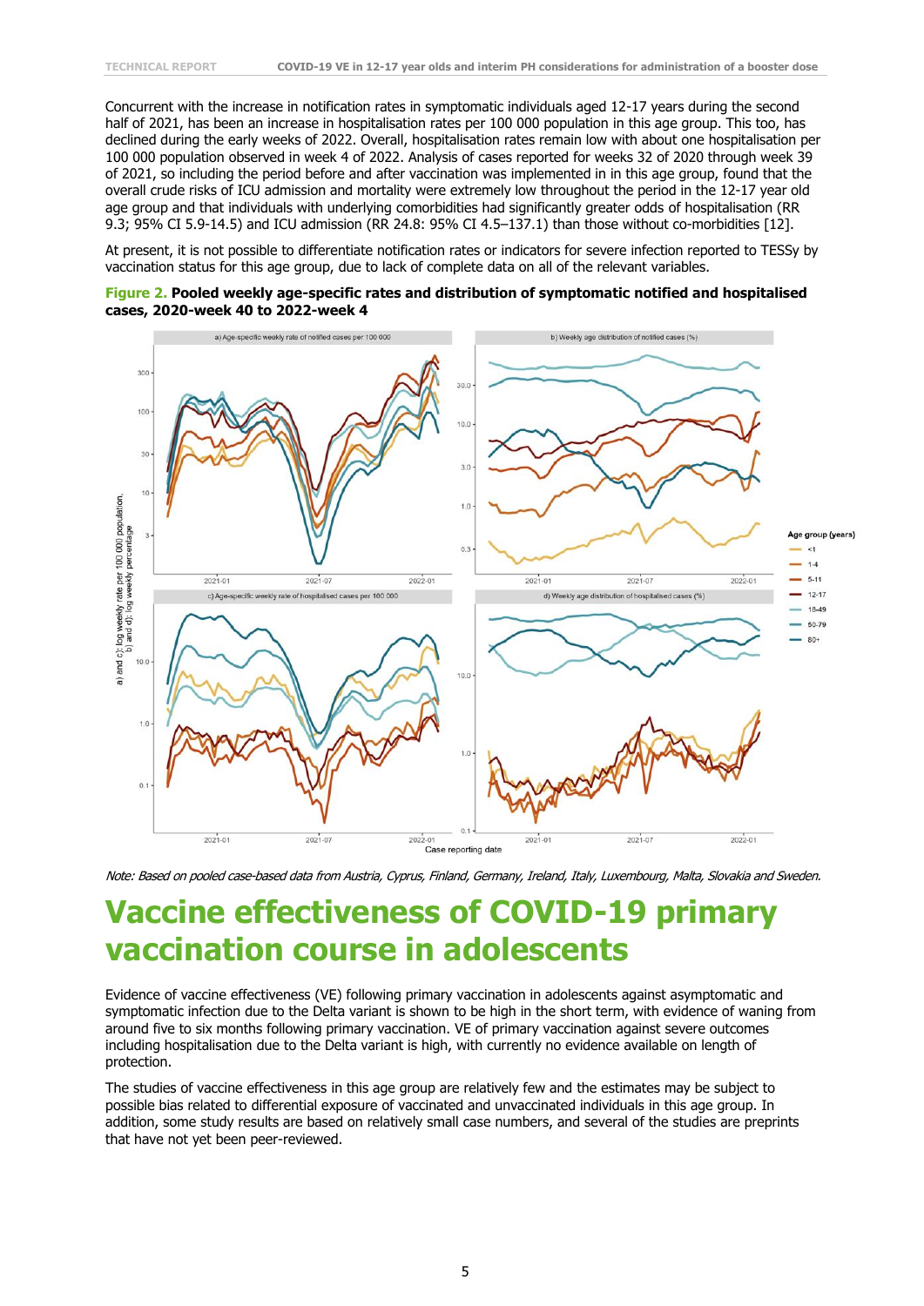Concurrent with the increase in notification rates in symptomatic individuals aged 12-17 years during the second half of 2021, has been an increase in hospitalisation rates per 100 000 population in this age group. This too, has declined during the early weeks of 2022. Overall, hospitalisation rates remain low with about one hospitalisation per 100 000 population observed in week 4 of 2022. Analysis of cases reported for weeks 32 of 2020 through week 39 of 2021, so including the period before and after vaccination was implemented in in this age group, found that the overall crude risks of ICU admission and mortality were extremely low throughout the period in the 12-17 year old age group and that individuals with underlying comorbidities had significantly greater odds of hospitalisation (RR 9.3; 95% CI 5.9-14.5) and ICU admission (RR 24.8: 95% CI 4.5–137.1) than those without co-morbidities [12].

At present, it is not possible to differentiate notification rates or indicators for severe infection reported to TESSy by vaccination status for this age group, due to lack of complete data on all of the relevant variables.

**Figure 2. Pooled weekly age-specific rates and distribution of symptomatic notified and hospitalised cases, 2020-week 40 to 2022-week 4**

*Note: Based on pooled case-based data from Austria, Cyprus, Finland, Germany, Ireland, Italy, Luxembourg, Malta, Slovakia and Sweden.*

# Vaccine effectiveness of COVID-19 primary vaccination course in adolescents

Evidence of vaccine effectiveness (VE) following primary vaccination in adolescents against asymptomatic and symptomatic infection due to the Delta variant is shown to be high in the short term, with evidence of waning from around five to six months following primary vaccination. VE of primary vaccination against severe outcomes including hospitalisation due to the Delta variant is high, with currently no evidence available on length of protection.

The studies of vaccine effectiveness in this age group are relatively few and the estimates may be subject to possible bias related to differential exposure of vaccinated and unvaccinated individuals in this age group. In addition, some study results are based on relatively small case numbers, and several of the studies are preprints that have not yet been peer-reviewed.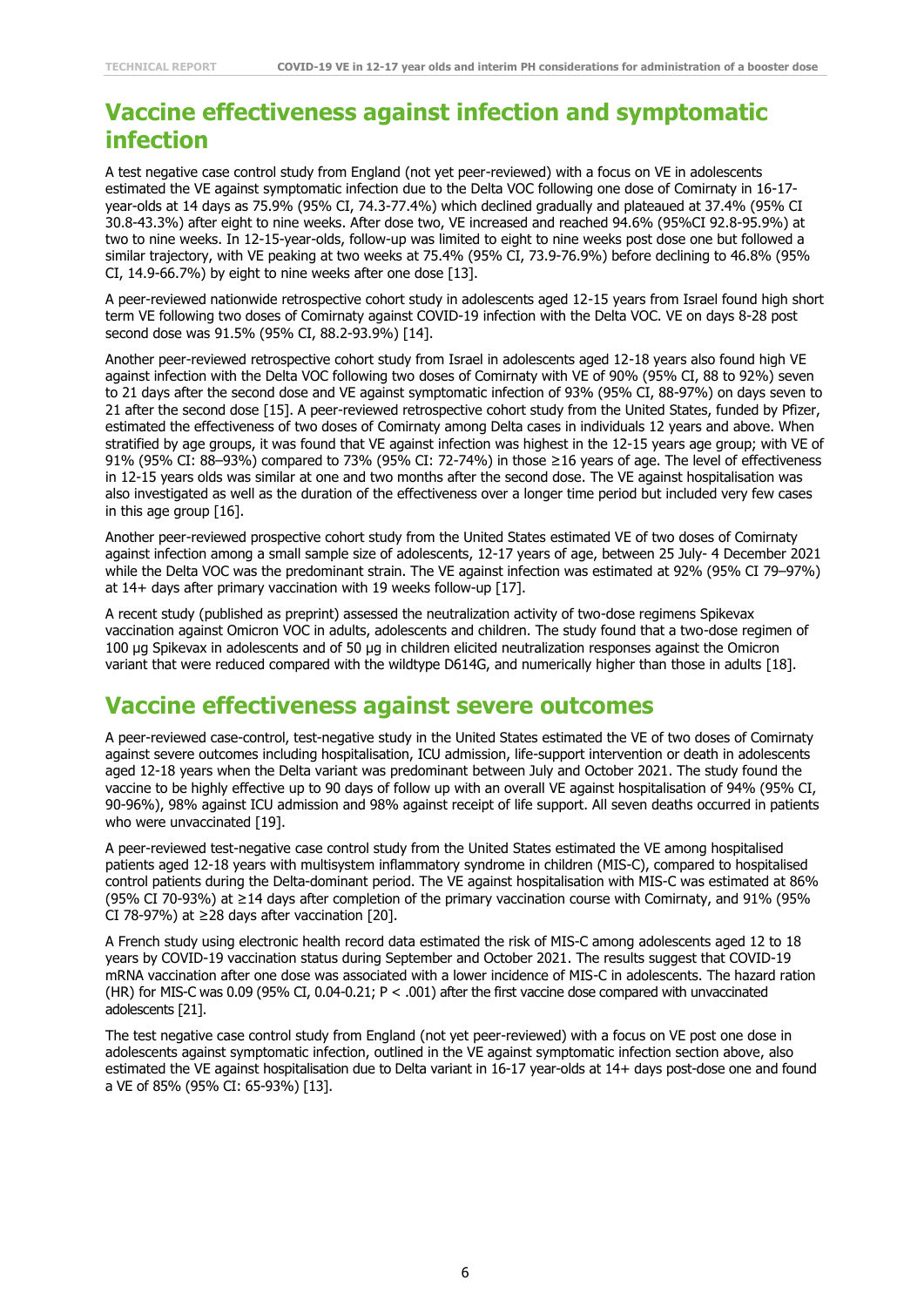## Vaccine effectiveness against infection and symptomatic infection

A test negative case control study from England (not yet peer-reviewed) with a focus on VE in adolescents estimated the VE against symptomatic infection due to the Delta VOC following one dose of Comirnaty in 16-17-year-olds at 14 days as 75.9% (95% CI, 74.3-77.4%) which declined gradually and plateaued at 37.4% (95% CI 30.8-43.3%) after eight to nine weeks. After dose two, VE increased and reached 94.6% (95%CI 92.8-95.9%) at two to nine weeks. In 12-15-year-olds, follow-up was limited to eight to nine weeks post dose one but followed a similar trajectory, with VE peaking at two weeks at 75.4% (95% CI, 73.9-76.9%) before declining to 46.8% (95% CI, 14.9-66.7%) by eight to nine weeks after one dose [13].

A peer-reviewed nationwide retrospective cohort study in adolescents aged 12-15 years from Israel found high short term VE following two doses of Comirnaty against COVID-19 infection with the Delta VOC. VE on days 8-28 post second dose was 91.5% (95% CI, 88.2-93.9%) [14].

Another peer-reviewed retrospective cohort study from Israel in adolescents aged 12-18 years also found high VE against infection with the Delta VOC following two doses of Comirnaty with VE of 90% (95% CI, 88 to 92%) seven to 21 days after the second dose and VE against symptomatic infection of 93% (95% CI, 88-97%) on days seven to 21 after the second dose [15]. A peer-reviewed retrospective cohort study from the United States, funded by Pfizer, estimated the effectiveness of two doses of Comirnaty among Delta cases in individuals 12 years and above. When stratified by age groups, it was found that VE against infection was highest in the 12-15 years age group; with VE of 91% (95% CI: 88–93%) compared to 73% (95% CI: 72-74%) in those ≥16 years of age. The level of effectiveness in 12-15 years olds was similar at one and two months after the second dose. The VE against hospitalisation was also investigated as well as the duration of the effectiveness over a longer time period but included very few cases in this age group [16].

Another peer-reviewed prospective cohort study from the United States estimated VE of two doses of Comirnaty against infection among a small sample size of adolescents, 12-17 years of age, between 25 July- 4 December 2021 while the Delta VOC was the predominant strain. The VE against infection was estimated at 92% (95% CI 79–97%) at 14+ days after primary vaccination with 19 weeks follow-up [17].

A recent study (published as preprint) assessed the neutralization activity of two-dose regimens Spikevax vaccination against Omicron VOC in adults, adolescents and children. The study found that a two-dose regimen of 100 µg Spikevax in adolescents and of 50 µg in children elicited neutralization responses against the Omicron variant that were reduced compared with the wildtype D614G, and numerically higher than those in adults [18].

## Vaccine effectiveness against severe outcomes

A peer-reviewed case-control, test-negative study in the United States estimated the VE of two doses of Comirnaty against severe outcomes including hospitalisation, ICU admission, life-support intervention or death in adolescents aged 12-18 years when the Delta variant was predominant between July and October 2021. The study found the vaccine to be highly effective up to 90 days of follow up with an overall VE against hospitalisation of 94% (95% CI, 90-96%), 98% against ICU admission and 98% against receipt of life support. All seven deaths occurred in patients who were unvaccinated [19].

A peer-reviewed test-negative case control study from the United States estimated the VE among hospitalised patients aged 12-18 years with multisystem inflammatory syndrome in children (MIS-C), compared to hospitalised control patients during the Delta-dominant period. The VE against hospitalisation with MIS-C was estimated at 86% (95% CI 70-93%) at ≥14 days after completion of the primary vaccination course with Comirnaty, and 91% (95% CI 78-97%) at ≥28 days after vaccination [20].

A French study using electronic health record data estimated the risk of MIS-C among adolescents aged 12 to 18 years by COVID-19 vaccination status during September and October 2021. The results suggest that COVID-19 mRNA vaccination after one dose was associated with a lower incidence of MIS-C in adolescents. The hazard ration (HR) for MIS-C was 0.09 (95% CI, 0.04-0.21; $P < .001$) after the first vaccine dose compared with unvaccinated adolescents [21].

The test negative case control study from England (not yet peer-reviewed) with a focus on VE post one dose in adolescents against symptomatic infection, outlined in the VE against symptomatic infection section above, also estimated the VE against hospitalisation due to Delta variant in 16-17 year-olds at 14+ days post-dose one and found a VE of 85% (95% CI: 65-93%) [13].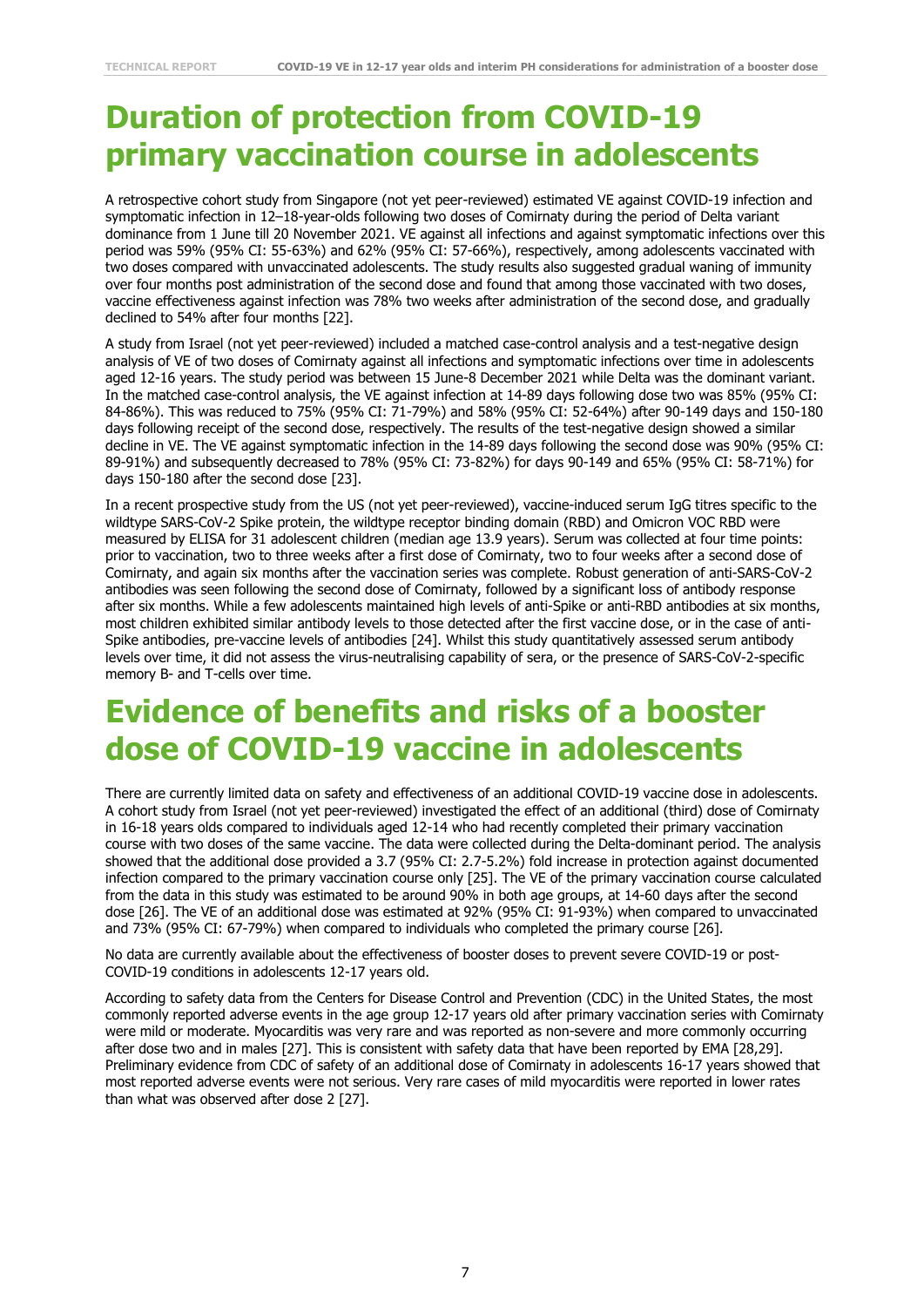# Duration of protection from COVID-19 primary vaccination course in adolescents

A retrospective cohort study from Singapore (not yet peer-reviewed) estimated VE against COVID-19 infection and symptomatic infection in 12–18-year-olds following two doses of Comirnaty during the period of Delta variant dominance from 1 June till 20 November 2021. VE against all infections and against symptomatic infections over this period was 59% (95% CI: 55-63%) and 62% (95% CI: 57-66%), respectively, among adolescents vaccinated with two doses compared with unvaccinated adolescents. The study results also suggested gradual waning of immunity over four months post administration of the second dose and found that among those vaccinated with two doses, vaccine effectiveness against infection was 78% two weeks after administration of the second dose, and gradually declined to 54% after four months [22].

A study from Israel (not yet peer-reviewed) included a matched case-control analysis and a test-negative design analysis of VE of two doses of Comirnaty against all infections and symptomatic infections over time in adolescents aged 12-16 years. The study period was between 15 June-8 December 2021 while Delta was the dominant variant. In the matched case-control analysis, the VE against infection at 14-89 days following dose two was 85% (95% CI: 84-86%). This was reduced to 75% (95% CI: 71-79%) and 58% (95% CI: 52-64%) after 90-149 days and 150-180 days following receipt of the second dose, respectively. The results of the test-negative design showed a similar decline in VE. The VE against symptomatic infection in the 14-89 days following the second dose was 90% (95% CI: 89-91%) and subsequently decreased to 78% (95% CI: 73-82%) for days 90-149 and 65% (95% CI: 58-71%) for days 150-180 after the second dose [23].

In a recent prospective study from the US (not yet peer-reviewed), vaccine-induced serum IgG titres specific to the wildtype SARS-CoV-2 Spike protein, the wildtype receptor binding domain (RBD) and Omicron VOC RBD were measured by ELISA for 31 adolescent children (median age 13.9 years). Serum was collected at four time points: prior to vaccination, two to three weeks after a first dose of Comirnaty, two to four weeks after a second dose of Comirnaty, and again six months after the vaccination series was complete. Robust generation of anti-SARS-CoV-2 antibodies was seen following the second dose of Comirnaty, followed by a significant loss of antibody response after six months. While a few adolescents maintained high levels of anti-Spike or anti-RBD antibodies at six months, most children exhibited similar antibody levels to those detected after the first vaccine dose, or in the case of anti-Spike antibodies, pre-vaccine levels of antibodies [24]. Whilst this study quantitatively assessed serum antibody levels over time, it did not assess the virus-neutralising capability of sera, or the presence of SARS-CoV-2-specific memory B- and T-cells over time.

# Evidence of benefits and risks of a booster dose of COVID-19 vaccine in adolescents

There are currently limited data on safety and effectiveness of an additional COVID-19 vaccine dose in adolescents. A cohort study from Israel (not yet peer-reviewed) investigated the effect of an additional (third) dose of Comirnaty in 16-18 years olds compared to individuals aged 12-14 who had recently completed their primary vaccination course with two doses of the same vaccine. The data were collected during the Delta-dominant period. The analysis showed that the additional dose provided a 3.7 (95% CI: 2.7-5.2%) fold increase in protection against documented infection compared to the primary vaccination course only [25]. The VE of the primary vaccination course calculated from the data in this study was estimated to be around 90% in both age groups, at 14-60 days after the second dose [26]. The VE of an additional dose was estimated at 92% (95% CI: 91-93%) when compared to unvaccinated and 73% (95% CI: 67-79%) when compared to individuals who completed the primary course [26].

No data are currently available about the effectiveness of booster doses to prevent severe COVID-19 or post-COVID-19 conditions in adolescents 12-17 years old.

According to safety data from the Centers for Disease Control and Prevention (CDC) in the United States, the most commonly reported adverse events in the age group 12-17 years old after primary vaccination series with Comirnaty were mild or moderate. Myocarditis was very rare and was reported as non-severe and more commonly occurring after dose two and in males [27]. This is consistent with safety data that have been reported by EMA [28,29]. Preliminary evidence from CDC of safety of an additional dose of Comirnaty in adolescents 16-17 years showed that most reported adverse events were not serious. Very rare cases of mild myocarditis were reported in lower rates than what was observed after dose 2 [27].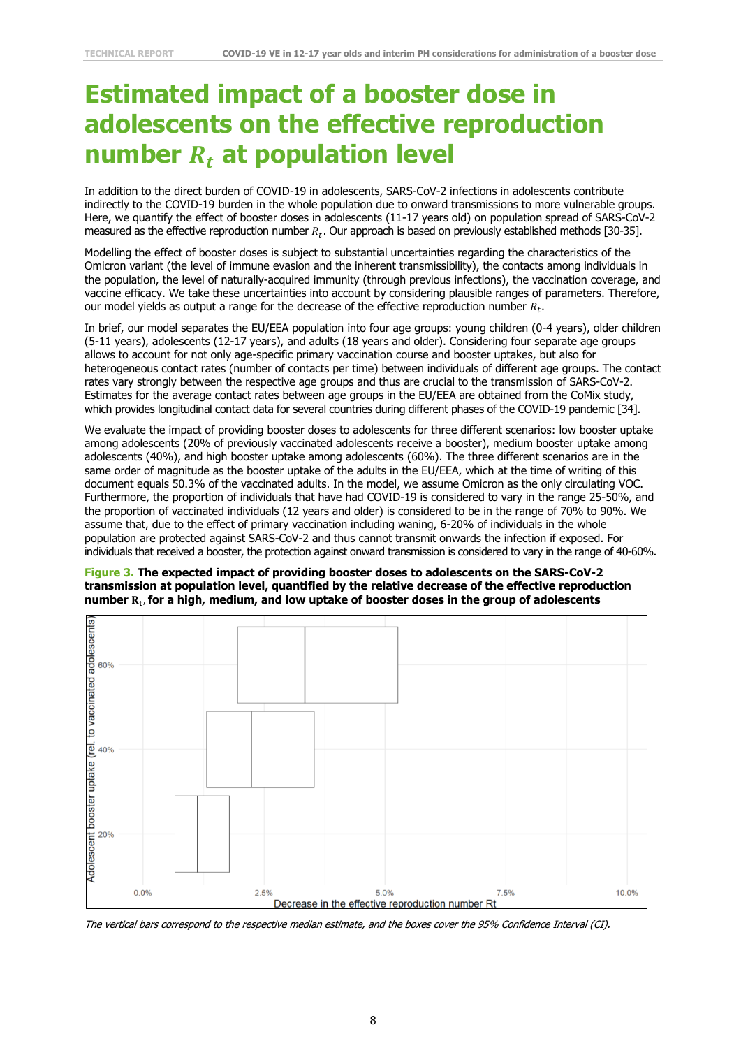# Estimated impact of a booster dose in adolescents on the effective reproduction number $R_t$ at population level

In addition to the direct burden of COVID-19 in adolescents, SARS-CoV-2 infections in adolescents contribute indirectly to the COVID-19 burden in the whole population due to onward transmissions to more vulnerable groups. Here, we quantify the effect of booster doses in adolescents (11-17 years old) on population spread of SARS-CoV-2 measured as the effective reproduction number $R_t$. Our approach is based on previously established methods [30-35].

Modelling the effect of booster doses is subject to substantial uncertainties regarding the characteristics of the Omicron variant (the level of immune evasion and the inherent transmissibility), the contacts among individuals in the population, the level of naturally-acquired immunity (through previous infections), the vaccine coverage, and vaccine efficacy. We take these uncertainties into account by considering plausible ranges of parameters. Therefore, our model yields as output a range for the decrease of the effective reproduction number $R_t$.

In brief, our model separates the EU/EEA population into four age groups: young children (0-4 years), older children (5-11 years), adolescents (12-17 years), and adults (18 years and older). Considering four separate age groups allows to account for not only age-specific primary vaccination course and booster uptakes, but also for heterogeneous contact rates (number of contacts per time) between individuals of different age groups. The contact rates vary strongly between the respective age groups and thus are crucial to the transmission of SARS-CoV-2. Estimates for the average contact rates between age groups in the EU/EEA are obtained from the CoMix study, which provides longitudinal contact data for several countries during different phases of the COVID-19 pandemic [34].

We evaluate the impact of providing booster doses to adolescents for three different scenarios: low booster uptake among adolescents (20% of previously vaccinated adolescents receive a booster), medium booster uptake among adolescents (40%), and high booster uptake among adolescents (60%). The three different scenarios are in the same order of magnitude as the booster uptake of the adults in the EU/EEA, which at the time of writing of this document equals 50.3% of the vaccinated adults. In the model, we assume Omicron as the only circulating VOC. Furthermore, the proportion of individuals that have had COVID-19 is considered to vary in the range 25-50%, and the proportion of vaccinated individuals (12 years and older) is considered to be in the range of 70% to 90%. We assume that, due to the effect of primary vaccination including waning, 6-20% of individuals in the whole population are protected against SARS-CoV-2 and thus cannot transmit onwards the infection if exposed. For individuals that received a booster, the protection against onward transmission is considered to vary in the range of 40-60%.

**Figure 3. The expected impact of providing booster doses to adolescents on the SARS-CoV-2 transmission at population level, quantified by the relative decrease of the effective reproduction number $R_t$, for a high, medium, and low uptake of booster doses in the group of adolescents**

*The vertical bars correspond to the respective median estimate, and the boxes cover the 95% Confidence Interval (CI).*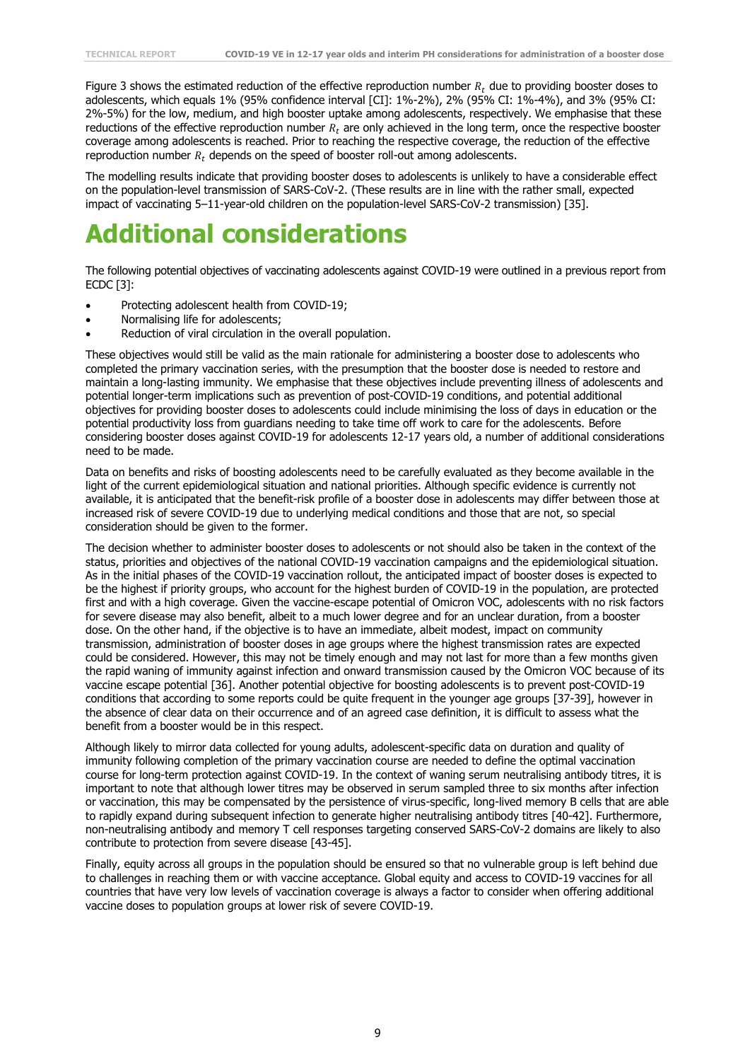Figure 3 shows the estimated reduction of the effective reproduction number $R_t$ due to providing booster doses to adolescents, which equals 1% (95% confidence interval [CI]: 1%-2%), 2% (95% CI: 1%-4%), and 3% (95% CI: 2%-5%) for the low, medium, and high booster uptake among adolescents, respectively. We emphasise that these reductions of the effective reproduction number $R_t$ are only achieved in the long term, once the respective booster coverage among adolescents is reached. Prior to reaching the respective coverage, the reduction of the effective reproduction number $R_t$ depends on the speed of booster roll-out among adolescents.

The modelling results indicate that providing booster doses to adolescents is unlikely to have a considerable effect on the population-level transmission of SARS-CoV-2. (These results are in line with the rather small, expected impact of vaccinating 5–11-year-old children on the population-level SARS-CoV-2 transmission) [35].

# Additional considerations

The following potential objectives of vaccinating adolescents against COVID-19 were outlined in a previous report from ECDC [3]:

- Protecting adolescent health from COVID-19;
- Normalising life for adolescents;
- Reduction of viral circulation in the overall population.

These objectives would still be valid as the main rationale for administering a booster dose to adolescents who completed the primary vaccination series, with the presumption that the booster dose is needed to restore and maintain a long-lasting immunity. We emphasise that these objectives include preventing illness of adolescents and potential longer-term implications such as prevention of post-COVID-19 conditions, and potential additional objectives for providing booster doses to adolescents could include minimising the loss of days in education or the potential productivity loss from guardians needing to take time off work to care for the adolescents. Before considering booster doses against COVID-19 for adolescents 12-17 years old, a number of additional considerations need to be made.

Data on benefits and risks of boosting adolescents need to be carefully evaluated as they become available in the light of the current epidemiological situation and national priorities. Although specific evidence is currently not available, it is anticipated that the benefit-risk profile of a booster dose in adolescents may differ between those at increased risk of severe COVID-19 due to underlying medical conditions and those that are not, so special consideration should be given to the former.

The decision whether to administer booster doses to adolescents or not should also be taken in the context of the status, priorities and objectives of the national COVID-19 vaccination campaigns and the epidemiological situation. As in the initial phases of the COVID-19 vaccination rollout, the anticipated impact of booster doses is expected to be the highest if priority groups, who account for the highest burden of COVID-19 in the population, are protected first and with a high coverage. Given the vaccine-escape potential of Omicron VOC, adolescents with no risk factors for severe disease may also benefit, albeit to a much lower degree and for an unclear duration, from a booster dose. On the other hand, if the objective is to have an immediate, albeit modest, impact on community transmission, administration of booster doses in age groups where the highest transmission rates are expected could be considered. However, this may not be timely enough and may not last for more than a few months given the rapid waning of immunity against infection and onward transmission caused by the Omicron VOC because of its vaccine escape potential [36]. Another potential objective for boosting adolescents is to prevent post-COVID-19 conditions that according to some reports could be quite frequent in the younger age groups [37-39], however in the absence of clear data on their occurrence and of an agreed case definition, it is difficult to assess what the benefit from a booster would be in this respect.

Although likely to mirror data collected for young adults, adolescent-specific data on duration and quality of immunity following completion of the primary vaccination course are needed to define the optimal vaccination course for long-term protection against COVID-19. In the context of waning serum neutralising antibody titres, it is important to note that although lower titres may be observed in serum sampled three to six months after infection or vaccination, this may be compensated by the persistence of virus-specific, long-lived memory B cells that are able to rapidly expand during subsequent infection to generate higher neutralising antibody titres [40-42]. Furthermore, non-neutralising antibody and memory T cell responses targeting conserved SARS-CoV-2 domains are likely to also contribute to protection from severe disease [43-45].

Finally, equity across all groups in the population should be ensured so that no vulnerable group is left behind due to challenges in reaching them or with vaccine acceptance. Global equity and access to COVID-19 vaccines for all countries that have very low levels of vaccination coverage is always a factor to consider when offering additional vaccine doses to population groups at lower risk of severe COVID-19.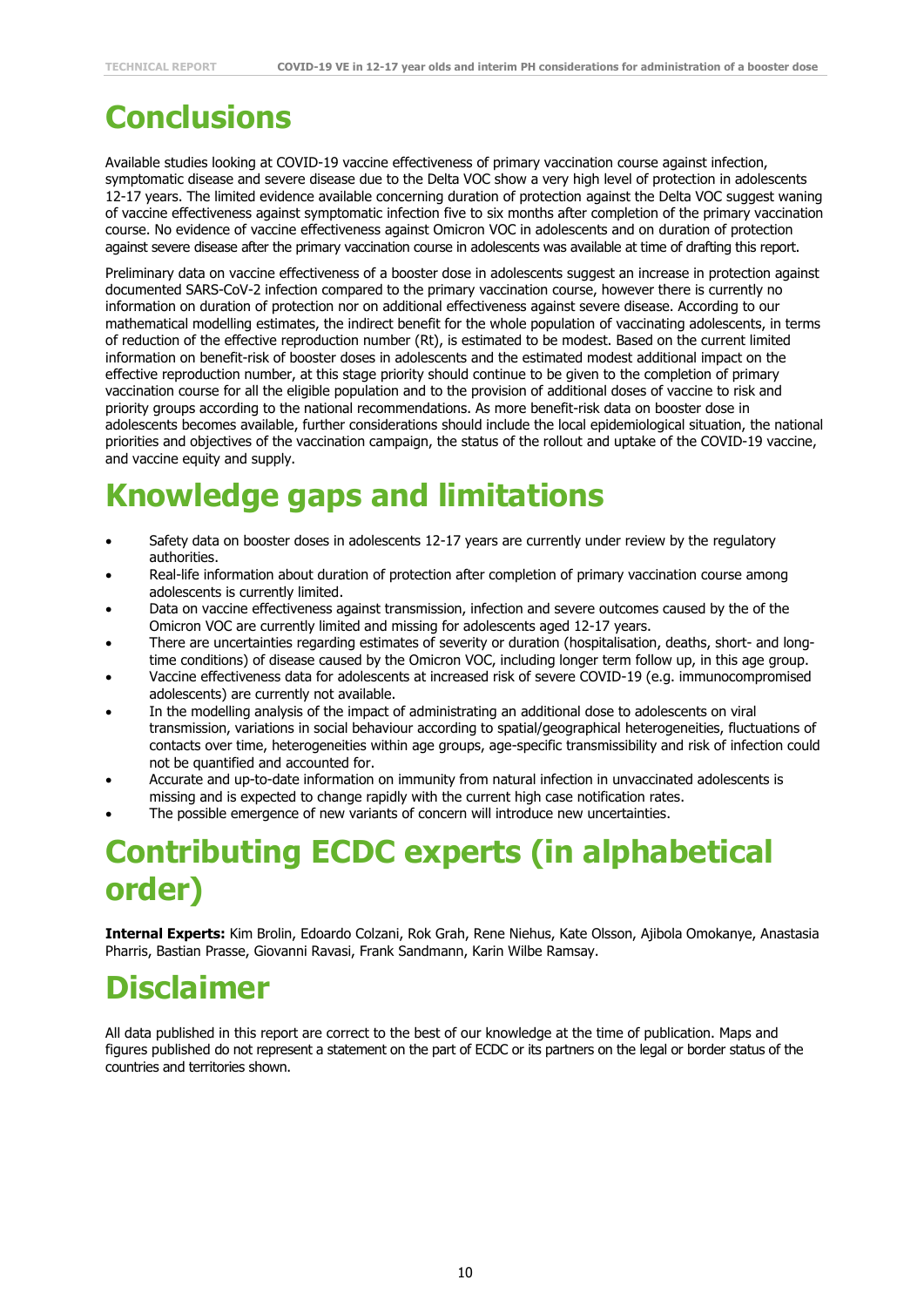# Conclusions

Available studies looking at COVID-19 vaccine effectiveness of primary vaccination course against infection, symptomatic disease and severe disease due to the Delta VOC show a very high level of protection in adolescents 12-17 years. The limited evidence available concerning duration of protection against the Delta VOC suggest waning of vaccine effectiveness against symptomatic infection five to six months after completion of the primary vaccination course. No evidence of vaccine effectiveness against Omicron VOC in adolescents and on duration of protection against severe disease after the primary vaccination course in adolescents was available at time of drafting this report.

Preliminary data on vaccine effectiveness of a booster dose in adolescents suggest an increase in protection against documented SARS-CoV-2 infection compared to the primary vaccination course, however there is currently no information on duration of protection nor on additional effectiveness against severe disease. According to our mathematical modelling estimates, the indirect benefit for the whole population of vaccinating adolescents, in terms of reduction of the effective reproduction number (Rt), is estimated to be modest. Based on the current limited information on benefit-risk of booster doses in adolescents and the estimated modest additional impact on the effective reproduction number, at this stage priority should continue to be given to the completion of primary vaccination course for all the eligible population and to the provision of additional doses of vaccine to risk and priority groups according to the national recommendations. As more benefit-risk data on booster dose in adolescents becomes available, further considerations should include the local epidemiological situation, the national priorities and objectives of the vaccination campaign, the status of the rollout and uptake of the COVID-19 vaccine, and vaccine equity and supply.

# Knowledge gaps and limitations

- Safety data on booster doses in adolescents 12-17 years are currently under review by the regulatory authorities.
- Real-life information about duration of protection after completion of primary vaccination course among adolescents is currently limited.
- Data on vaccine effectiveness against transmission, infection and severe outcomes caused by the of the Omicron VOC are currently limited and missing for adolescents aged 12-17 years.
- There are uncertainties regarding estimates of severity or duration (hospitalisation, deaths, short- and long-time conditions) of disease caused by the Omicron VOC, including longer term follow up, in this age group.
- Vaccine effectiveness data for adolescents at increased risk of severe COVID-19 (e.g. immunocompromised adolescents) are currently not available.
- In the modelling analysis of the impact of administrating an additional dose to adolescents on viral transmission, variations in social behaviour according to spatial/geographical heterogeneities, fluctuations of contacts over time, heterogeneities within age groups, age-specific transmissibility and risk of infection could not be quantified and accounted for.
- Accurate and up-to-date information on immunity from natural infection in unvaccinated adolescents is missing and is expected to change rapidly with the current high case notification rates.
- The possible emergence of new variants of concern will introduce new uncertainties.

# Contributing ECDC experts (in alphabetical order)

**Internal Experts:** Kim Brolin, Edoardo Colzani, Rok Grah, Rene Niehus, Kate Olsson, Ajibola Omokanye, Anastasia Pharris, Bastian Prasse, Giovanni Ravasi, Frank Sandmann, Karin Wilbe Ramsay.

# Disclaimer

All data published in this report are correct to the best of our knowledge at the time of publication. Maps and figures published do not represent a statement on the part of ECDC or its partners on the legal or border status of the countries and territories shown.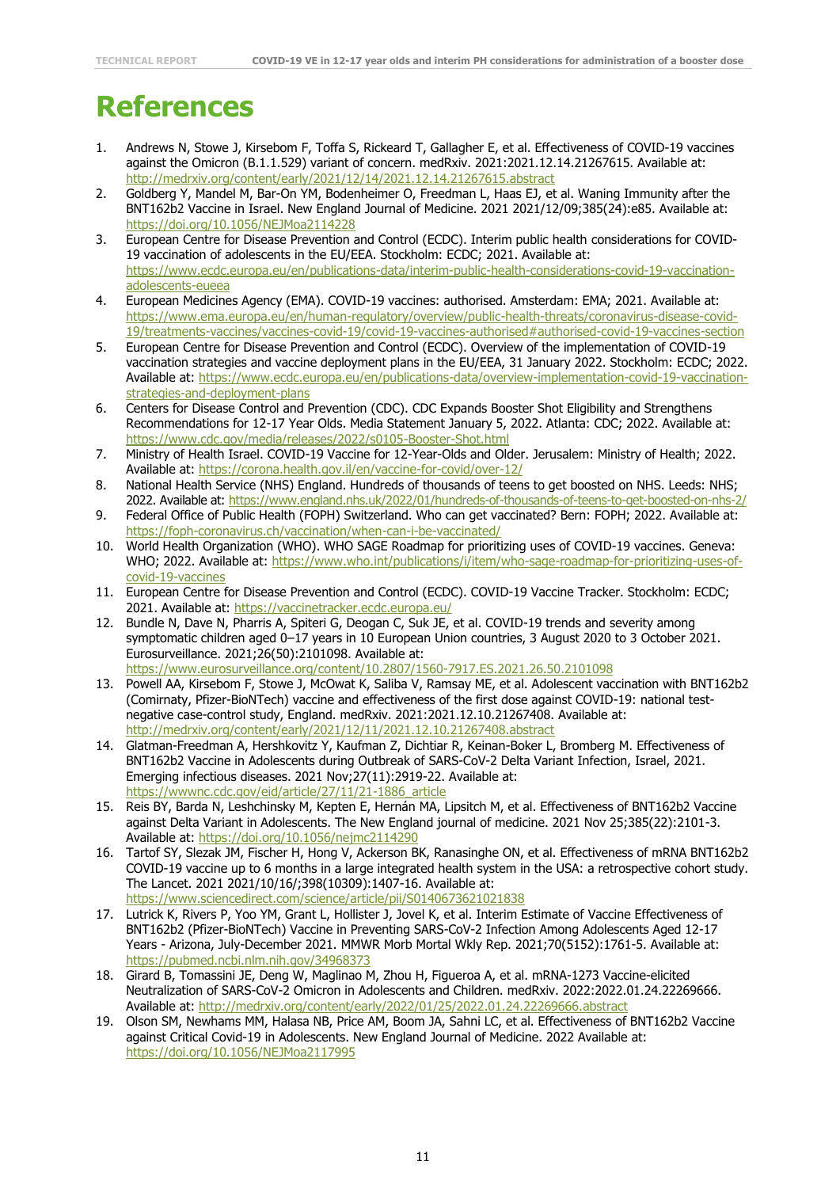# References

1. Andrews N, Stowe J, Kirsebom F, Toffa S, Rickeard T, Gallagher E, et al. Effectiveness of COVID-19 vaccines against the Omicron (B.1.1.529) variant of concern. medRxiv. 2021:2021.12.14.21267615. Available at: http://medrxiv.org/content/early/2021/12/14/2021.12.14.21267615.abstract
2. Goldberg Y, Mandel M, Bar-On YM, Bodenheimer O, Freedman L, Haas EJ, et al. Waning Immunity after the BNT162b2 Vaccine in Israel. New England Journal of Medicine. 2021 2021/12/09;385(24):e85. Available at: https://doi.org/10.1056/NEJMoa2114228
3. European Centre for Disease Prevention and Control (ECDC). Interim public health considerations for COVID-19 vaccination of adolescents in the EU/EEA. Stockholm: ECDC; 2021. Available at: https://www.ecdc.europa.eu/en/publications-data/interim-public-health-considerations-covid-19-vaccination-adolescents-eueea
4. European Medicines Agency (EMA). COVID-19 vaccines: authorised. Amsterdam: EMA; 2021. Available at: https://www.ema.europa.eu/en/human-regulatory/overview/public-health-threats/coronavirus-disease-covid-19/treatments-vaccines/vaccines-covid-19/covid-19-vaccines-authorised#authorised-covid-19-vaccines-section
5. European Centre for Disease Prevention and Control (ECDC). Overview of the implementation of COVID-19 vaccination strategies and vaccine deployment plans in the EU/EEA, 31 January 2022. Stockholm: ECDC; 2022. Available at: https://www.ecdc.europa.eu/en/publications-data/overview-implementation-covid-19-vaccination-strategies-and-deployment-plans
6. Centers for Disease Control and Prevention (CDC). CDC Expands Booster Shot Eligibility and Strengthens Recommendations for 12-17 Year Olds. Media Statement January 5, 2022. Atlanta: CDC; 2022. Available at: https://www.cdc.gov/media/releases/2022/s0105-Booster-Shot.html
7. Ministry of Health Israel. COVID-19 Vaccine for 12-Year-Olds and Older. Jerusalem: Ministry of Health; 2022. Available at: https://corona.health.gov.il/en/vaccine-for-covid/over-12/
8. National Health Service (NHS) England. Hundreds of thousands of teens to get boosted on NHS. Leeds: NHS; 2022. Available at: https://www.england.nhs.uk/2022/01/hundreds-of-thousands-of-teens-to-get-boosted-on-nhs-2/
9. Federal Office of Public Health (FOPH) Switzerland. Who can get vaccinated? Bern: FOPH; 2022. Available at: https://foph-coronavirus.ch/vaccination/when-can-i-be-vaccinated/
10. World Health Organization (WHO). WHO SAGE Roadmap for prioritizing uses of COVID-19 vaccines. Geneva: WHO; 2022. Available at: https://www.who.int/publications/i/item/who-sage-roadmap-for-prioritizing-uses-of-covid-19-vaccines
11. European Centre for Disease Prevention and Control (ECDC). COVID-19 Vaccine Tracker. Stockholm: ECDC; 2021. Available at: https://vaccinetracker.ecdc.europa.eu/
12. Bundle N, Dave N, Pharris A, Spiteri G, Deogan C, Suk JE, et al. COVID-19 trends and severity among symptomatic children aged 0–17 years in 10 European Union countries, 3 August 2020 to 3 October 2021. Eurosurveillance. 2021;26(50):2101098. Available at: https://www.eurosurveillance.org/content/10.2807/1560-7917.ES.2021.26.50.2101098
13. Powell AA, Kirsebom F, Stowe J, McOwat K, Saliba V, Ramsay ME, et al. Adolescent vaccination with BNT162b2 (Comirnaty, Pfizer-BioNTech) vaccine and effectiveness of the first dose against COVID-19: national test-negative case-control study, England. medRxiv. 2021:2021.12.10.21267408. Available at: http://medrxiv.org/content/early/2021/12/11/2021.12.10.21267408.abstract
14. Glatman-Freedman A, Hershkovitz Y, Kaufman Z, Dichtiar R, Keinan-Boker L, Bromberg M. Effectiveness of BNT162b2 Vaccine in Adolescents during Outbreak of SARS-CoV-2 Delta Variant Infection, Israel, 2021. Emerging infectious diseases. 2021 Nov;27(11):2919-22. Available at: https://wwwnc.cdc.gov/eid/article/27/11/21-1886_article
15. Reis BY, Barda N, Leshchinsky M, Kepten E, Hernán MA, Lipsitch M, et al. Effectiveness of BNT162b2 Vaccine against Delta Variant in Adolescents. The New England journal of medicine. 2021 Nov 25;385(22):2101-3. Available at: https://doi.org/10.1056/nejmc2114290
16. Tartof SY, Slezak JM, Fischer H, Hong V, Ackerson BK, Ranasinghe ON, et al. Effectiveness of mRNA BNT162b2 COVID-19 vaccine up to 6 months in a large integrated health system in the USA: a retrospective cohort study. The Lancet. 2021 2021/10/16/;398(10309):1407-16. Available at: https://www.sciencedirect.com/science/article/pii/S0140673621021838
17. Lutrick K, Rivers P, Yoo YM, Grant L, Hollister J, Jovel K, et al. Interim Estimate of Vaccine Effectiveness of BNT162b2 (Pfizer-BioNTech) Vaccine in Preventing SARS-CoV-2 Infection Among Adolescents Aged 12-17 Years - Arizona, July-December 2021. MMWR Morb Mortal Wkly Rep. 2021;70(5152):1761-5. Available at: https://pubmed.ncbi.nlm.nih.gov/34968373
18. Girard B, Tomassini JE, Deng W, Maglinao M, Zhou H, Figueroa A, et al. mRNA-1273 Vaccine-elicited Neutralization of SARS-CoV-2 Omicron in Adolescents and Children. medRxiv. 2022:2022.01.24.22269666. Available at: http://medrxiv.org/content/early/2022/01/25/2022.01.24.22269666.abstract
19. Olson SM, Newhams MM, Halasa NB, Price AM, Boom JA, Sahni LC, et al. Effectiveness of BNT162b2 Vaccine against Critical Covid-19 in Adolescents. New England Journal of Medicine. 2022 Available at: https://doi.org/10.1056/NEJMoa2117995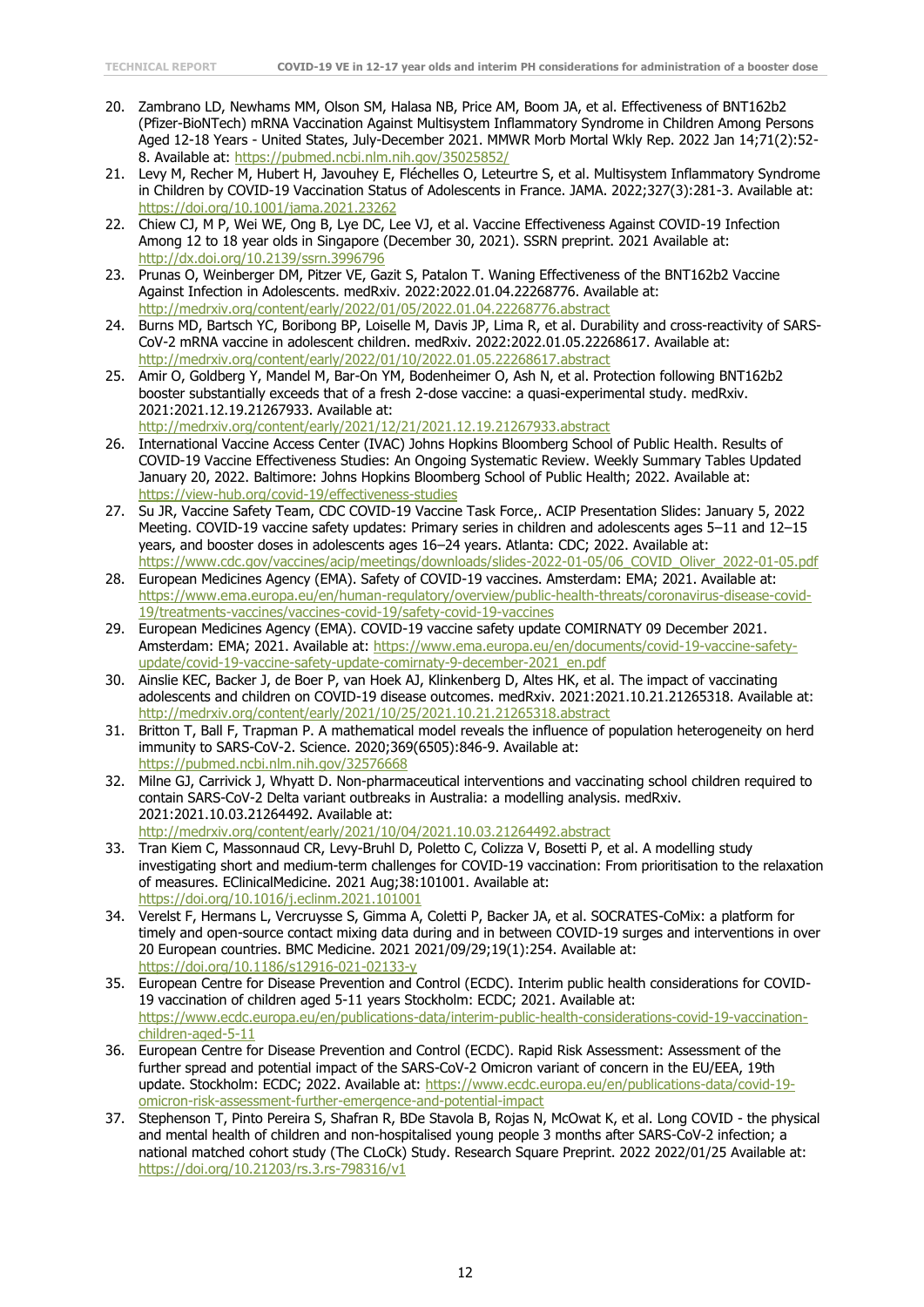20. Zambrano LD, Newhams MM, Olson SM, Halasa NB, Price AM, Boom JA, et al. Effectiveness of BNT162b2 (Pfizer-BioNTech) mRNA Vaccination Against Multisystem Inflammatory Syndrome in Children Among Persons Aged 12-18 Years - United States, July-December 2021. MMWR Morb Mortal Wkly Rep. 2022 Jan 14;71(2):52-8. Available at: https://pubmed.ncbi.nlm.nih.gov/35025852/
21. Levy M, Recher M, Hubert H, Javouhey E, Fléchelles O, Leteurtre S, et al. Multisystem Inflammatory Syndrome in Children by COVID-19 Vaccination Status of Adolescents in France. JAMA. 2022;327(3):281-3. Available at: https://doi.org/10.1001/jama.2021.23262
22. Chiew CJ, M P, Wei WE, Ong B, Lye DC, Lee VJ, et al. Vaccine Effectiveness Against COVID-19 Infection Among 12 to 18 year olds in Singapore (December 30, 2021). SSRN preprint. 2021 Available at: http://dx.doi.org/10.2139/ssrn.3996796
23. Prunas O, Weinberger DM, Pitzer VE, Gazit S, Patalon T. Waning Effectiveness of the BNT162b2 Vaccine Against Infection in Adolescents. medRxiv. 2022:2022.01.04.22268776. Available at: http://medrxiv.org/content/early/2022/01/05/2022.01.04.22268776.abstract
24. Burns MD, Bartsch YC, Boribong BP, Loiselle M, Davis JP, Lima R, et al. Durability and cross-reactivity of SARS-CoV-2 mRNA vaccine in adolescent children. medRxiv. 2022:2022.01.05.22268617. Available at: http://medrxiv.org/content/early/2022/01/10/2022.01.05.22268617.abstract
25. Amir O, Goldberg Y, Mandel M, Bar-On YM, Bodenheimer O, Ash N, et al. Protection following BNT162b2 booster substantially exceeds that of a fresh 2-dose vaccine: a quasi-experimental study. medRxiv. 2021:2021.12.19.21267933. Available at: http://medrxiv.org/content/early/2021/12/21/2021.12.19.21267933.abstract
26. International Vaccine Access Center (IVAC) Johns Hopkins Bloomberg School of Public Health. Results of COVID-19 Vaccine Effectiveness Studies: An Ongoing Systematic Review. Weekly Summary Tables Updated January 20, 2022. Baltimore: Johns Hopkins Bloomberg School of Public Health; 2022. Available at: https://view-hub.org/covid-19/effectiveness-studies
27. Su JR, Vaccine Safety Team, CDC COVID-19 Vaccine Task Force,. ACIP Presentation Slides: January 5, 2022 Meeting. COVID-19 vaccine safety updates: Primary series in children and adolescents ages 5–11 and 12–15 years, and booster doses in adolescents ages 16–24 years. Atlanta: CDC; 2022. Available at: https://www.cdc.gov/vaccines/acip/meetings/downloads/slides-2022-01-05/06_COVID_Oliver_2022-01-05.pdf
28. European Medicines Agency (EMA). Safety of COVID-19 vaccines. Amsterdam: EMA; 2021. Available at: https://www.ema.europa.eu/en/human-regulatory/overview/public-health-threats/coronavirus-disease-covid-19/treatments-vaccines/vaccines-covid-19/safety-covid-19-vaccines
29. European Medicines Agency (EMA). COVID-19 vaccine safety update COMIRNATY 09 December 2021. Amsterdam: EMA; 2021. Available at: https://www.ema.europa.eu/en/documents/covid-19-vaccine-safety-update/covid-19-vaccine-safety-update-comirnaty-9-december-2021_en.pdf
30. Ainslie KEC, Backer J, de Boer P, van Hoek AJ, Klinkenberg D, Altes HK, et al. The impact of vaccinating adolescents and children on COVID-19 disease outcomes. medRxiv. 2021:2021.10.21.21265318. Available at: http://medrxiv.org/content/early/2021/10/25/2021.10.21.21265318.abstract
31. Britton T, Ball F, Trapman P. A mathematical model reveals the influence of population heterogeneity on herd immunity to SARS-CoV-2. Science. 2020;369(6505):846-9. Available at: https://pubmed.ncbi.nlm.nih.gov/32576668
32. Milne GJ, Carrivick J, Whyatt D. Non-pharmaceutical interventions and vaccinating school children required to contain SARS-CoV-2 Delta variant outbreaks in Australia: a modelling analysis. medRxiv. 2021:2021.10.03.21264492. Available at: http://medrxiv.org/content/early/2021/10/04/2021.10.03.21264492.abstract
33. Tran Kiem C, Massonnaud CR, Levy-Bruhl D, Poletto C, Colizza V, Bosetti P, et al. A modelling study investigating short and medium-term challenges for COVID-19 vaccination: From prioritisation to the relaxation of measures. EClinicalMedicine. 2021 Aug;38:101001. Available at: https://doi.org/10.1016/j.eclinm.2021.101001
34. Verelst F, Hermans L, Vercruysse S, Gimma A, Coletti P, Backer JA, et al. SOCRATES-CoMix: a platform for timely and open-source contact mixing data during and in between COVID-19 surges and interventions in over 20 European countries. BMC Medicine. 2021 2021/09/29;19(1):254. Available at: https://doi.org/10.1186/s12916-021-02133-y
35. European Centre for Disease Prevention and Control (ECDC). Interim public health considerations for COVID-19 vaccination of children aged 5-11 years Stockholm: ECDC; 2021. Available at: https://www.ecdc.europa.eu/en/publications-data/interim-public-health-considerations-covid-19-vaccination-children-aged-5-11
36. European Centre for Disease Prevention and Control (ECDC). Rapid Risk Assessment: Assessment of the further spread and potential impact of the SARS-CoV-2 Omicron variant of concern in the EU/EEA, 19th update. Stockholm: ECDC; 2022. Available at: https://www.ecdc.europa.eu/en/publications-data/covid-19-omicron-risk-assessment-further-emergence-and-potential-impact
37. Stephenson T, Pinto Pereira S, Shafran R, BDe Stavola B, Rojas N, McOwat K, et al. Long COVID - the physical and mental health of children and non-hospitalised young people 3 months after SARS-CoV-2 infection; a national matched cohort study (The CLoCk) Study. Research Square Preprint. 2022 2022/01/25 Available at: https://doi.org/10.21203/rs.3.rs-798316/v1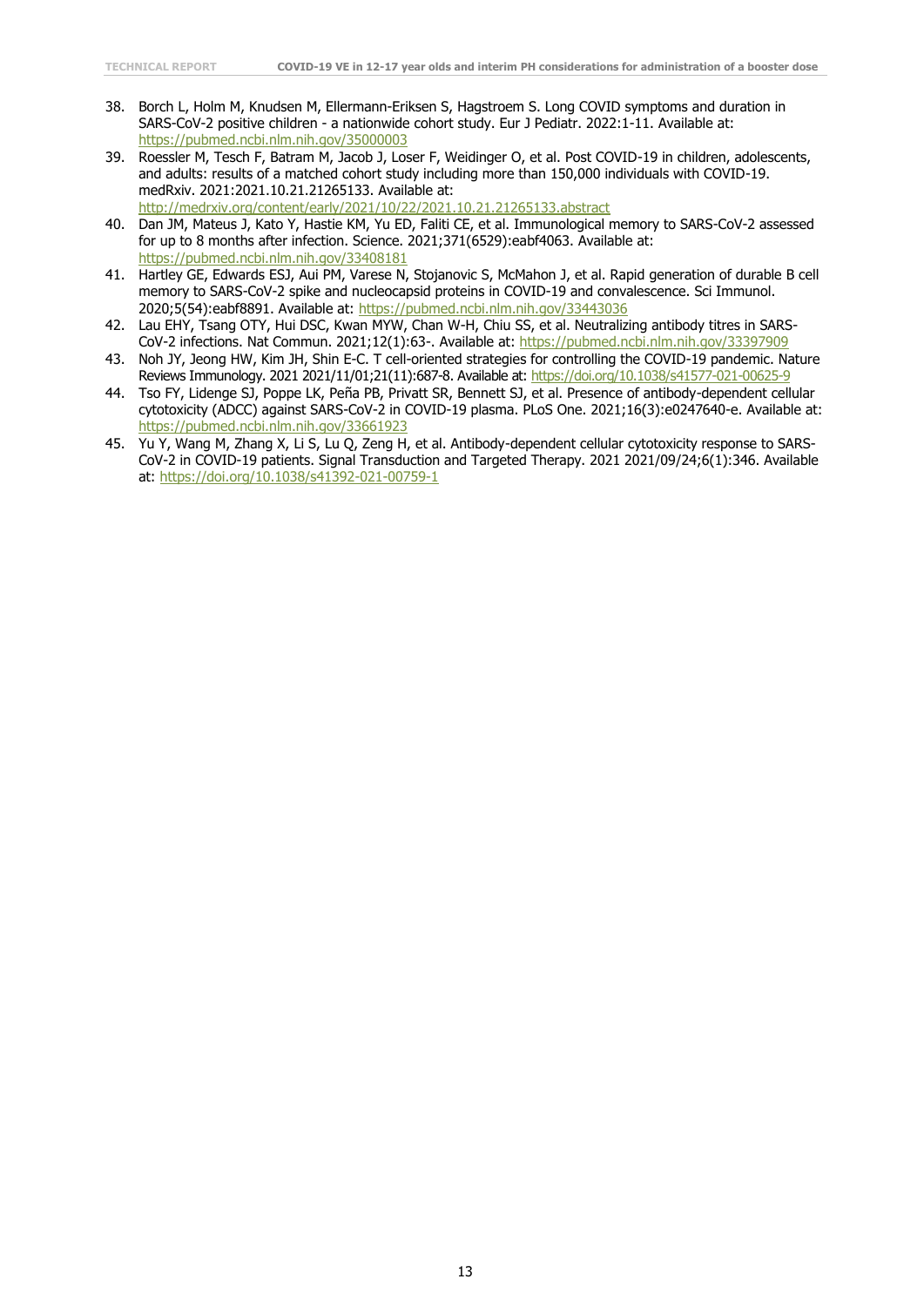38. Borch L, Holm M, Knudsen M, Ellermann-Eriksen S, Hagstroem S. Long COVID symptoms and duration in SARS-CoV-2 positive children - a nationwide cohort study. Eur J Pediatr. 2022:1-11. Available at: https://pubmed.ncbi.nlm.nih.gov/35000003
39. Roessler M, Tesch F, Batram M, Jacob J, Loser F, Weidinger O, et al. Post COVID-19 in children, adolescents, and adults: results of a matched cohort study including more than 150,000 individuals with COVID-19. medRxiv. 2021:2021.10.21.21265133. Available at: http://medrxiv.org/content/early/2021/10/22/2021.10.21.21265133.abstract
40. Dan JM, Mateus J, Kato Y, Hastie KM, Yu ED, Faliti CE, et al. Immunological memory to SARS-CoV-2 assessed for up to 8 months after infection. Science. 2021;371(6529):eabf4063. Available at: https://pubmed.ncbi.nlm.nih.gov/33408181
41. Hartley GE, Edwards ESJ, Aui PM, Varese N, Stojanovic S, McMahon J, et al. Rapid generation of durable B cell memory to SARS-CoV-2 spike and nucleocapsid proteins in COVID-19 and convalescence. Sci Immunol. 2020;5(54):eabf8891. Available at: https://pubmed.ncbi.nlm.nih.gov/33443036
42. Lau EHY, Tsang OTY, Hui DSC, Kwan MYW, Chan W-H, Chiu SS, et al. Neutralizing antibody titres in SARS-CoV-2 infections. Nat Commun. 2021;12(1):63-. Available at: https://pubmed.ncbi.nlm.nih.gov/33397909
43. Noh JY, Jeong HW, Kim JH, Shin E-C. T cell-oriented strategies for controlling the COVID-19 pandemic. Nature Reviews Immunology. 2021 2021/11/01;21(11):687-8. Available at: https://doi.org/10.1038/s41577-021-00625-9
44. Tso FY, Lidenge SJ, Poppe LK, Peña PB, Privatt SR, Bennett SJ, et al. Presence of antibody-dependent cellular cytotoxicity (ADCC) against SARS-CoV-2 in COVID-19 plasma. PLoS One. 2021;16(3):e0247640-e. Available at: https://pubmed.ncbi.nlm.nih.gov/33661923
45. Yu Y, Wang M, Zhang X, Li S, Lu Q, Zeng H, et al. Antibody-dependent cellular cytotoxicity response to SARS-CoV-2 in COVID-19 patients. Signal Transduction and Targeted Therapy. 2021 2021/09/24;6(1):346. Available at: https://doi.org/10.1038/s41392-021-00759-1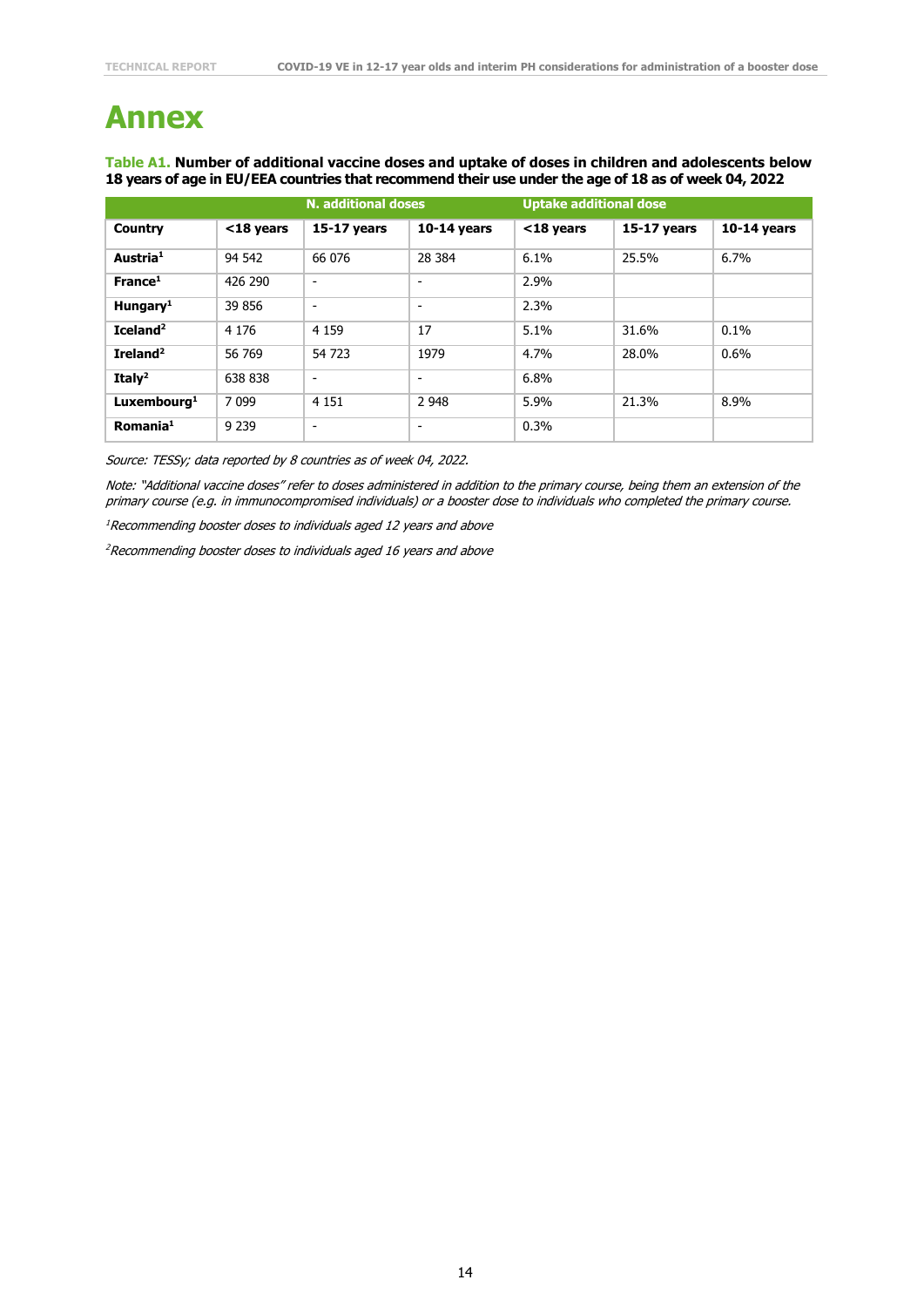# Annex

**Table A1. Number of additional vaccine doses and uptake of doses in children and adolescents below 18 years of age in EU/EEA countries that recommend their use under the age of 18 as of week 04, 2022**

| | N. additional doses | | | Uptake additional dose | | |
|---|---|---|---|---|---|---|
| **Country** | **<18 years** | **15-17 years** | **10-14 years** | **<18 years** | **15-17 years** | **10-14 years** |
| **Austria**[1] | 94 542 | 66 076 | 28 384 | 6.1% | 25.5% | 6.7% |
| **France**[1] | 426 290 | - | - | 2.9% | | |
| **Hungary**[1] | 39 856 | - | - | 2.3% | | |
| **Iceland**[2] | 4 176 | 4 159 | 17 | 5.1% | 31.6% | 0.1% |
| **Ireland**[2] | 56 769 | 54 723 | 1979 | 4.7% | 28.0% | 0.6% |
| **Italy**[2] | 638 838 | - | - | 6.8% | | |
| **Luxembourg**[1] | 7 099 | 4 151 | 2 948 | 5.9% | 21.3% | 8.9% |
| **Romania**[1] | 9 239 | - | - | 0.3% | | |

*Source: TESSy; data reported by 8 countries as of week 04, 2022.*

*Note: "Additional vaccine doses" refer to doses administered in addition to the primary course, being them an extension of the primary course (e.g. in immunocompromised individuals) or a booster dose to individuals who completed the primary course.*

[1]*Recommending booster doses to individuals aged 12 years and above*

[2]*Recommending booster doses to individuals aged 16 years and above*